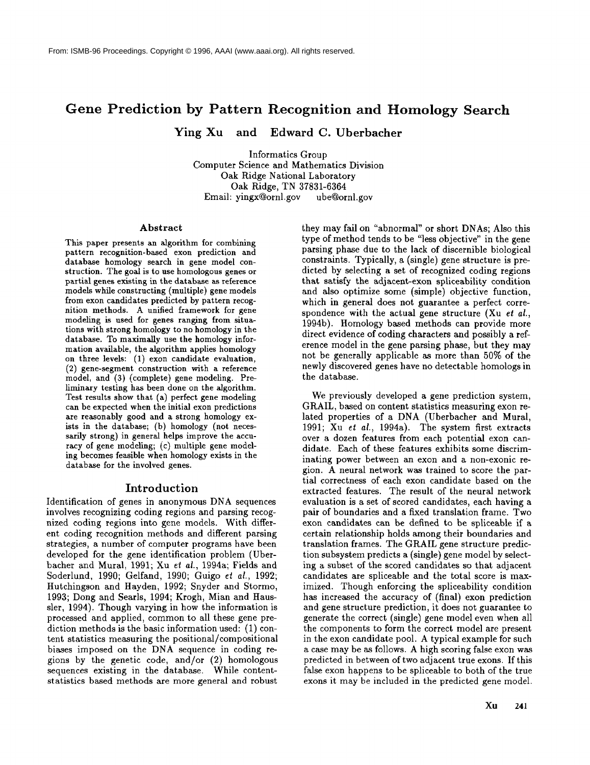From: ISMB-96 Proceedings. Copyright © 1996, AAAI (www.aaai.org). All rights reserved.

# Gene Prediction by Pattern Recognition and Homology Search

**Ying Xu and Edward C. Uberbacher**

Informatics Group
Computer Science and Mathematics Division
Oak Ridge National Laboratory
Oak Ridge, TN 37831-6364
Email: yingx@ornl.gov ube@ornl.gov

## Abstract

This paper presents an algorithm for combining pattern recognition-based exon prediction and database homology search in gene model construction. The goal is to use homologous genes or partial genes existing in the database as reference models while constructing (multiple) gene models from exon candidates predicted by pattern recognition methods. A unified framework for gene modeling is used for genes ranging from situations with strong homology to no homology in the database. To maximally use the homology information available, the algorithm applies homology on three levels: (1) exon candidate evaluation, (2) gene-segment construction with a reference model, and (3) (complete) gene modeling. Preliminary testing has been done on the algorithm. Test results show that (a) perfect gene modeling can be expected when the initial exon predictions are reasonably good and a strong homology exists in the database; (b) homology (not necessarily strong) in general helps improve the accuracy of gene modeling; (c) multiple gene modeling becomes feasible when homology exists in the database for the involved genes.

## Introduction

Identification of genes in anonymous DNA sequences involves recognizing coding regions and parsing recognized coding regions into gene models. With different coding recognition methods and different parsing strategies, a number of computer programs have been developed for the gene identification problem (Uberbacher and Mural, 1991; Xu *et al.*, 1994a; Fields and Soderlund, 1990; Gelfand, 1990; Guigo *et al.*, 1992; Hutchingson and Hayden, 1992; Snyder and Stormo, 1993; Dong and Searls, 1994; Krogh, Mian and Haussler, 1994). Though varying in how the information is processed and applied, common to all these gene prediction methods is the basic information used: (1) content statistics measuring the positional/compositional biases imposed on the DNA sequence in coding regions by the genetic code, and/or (2) homologous sequences existing in the database. While content-statistics based methods are more general and robust they may fail on "abnormal" or short DNAs; Also this type of method tends to be "less objective" in the gene parsing phase due to the lack of discernible biological constraints. Typically, a (single) gene structure is predicted by selecting a set of recognized coding regions that satisfy the adjacent-exon spliceability condition and also optimize some (simple) objective function, which in general does not guarantee a perfect correspondence with the actual gene structure (Xu *et al.*, 1994b). Homology based methods can provide more direct evidence of coding characters and possibly a reference model in the gene parsing phase, but they may not be generally applicable as more than 50% of the newly discovered genes have no detectable homologs in the database.

We previously developed a gene prediction system, GRAIL, based on content statistics measuring exon related properties of a DNA (Uberbacher and Mural, 1991; Xu *et al.*, 1994a). The system first extracts over a dozen features from each potential exon candidate. Each of these features exhibits some discriminating power between an exon and a non-exonic region. A neural network was trained to score the partial correctness of each exon candidate based on the extracted features. The result of the neural network evaluation is a set of scored candidates, each having a pair of boundaries and a fixed translation frame. Two exon candidates can be defined to be spliceable if a certain relationship holds among their boundaries and translation frames. The GRAIL gene structure prediction subsystem predicts a (single) gene model by selecting a subset of the scored candidates so that adjacent candidates are spliceable and the total score is maximized. Though enforcing the spliceability condition has increased the accuracy of (final) exon prediction and gene structure prediction, it does not guarantee to generate the correct (single) gene model even when all the components to form the correct model are present in the exon candidate pool. A typical example for such a case may be as follows. A high scoring false exon was predicted in between of two adjacent true exons. If this false exon happens to be spliceable to both of the true exons it may be included in the predicted gene model.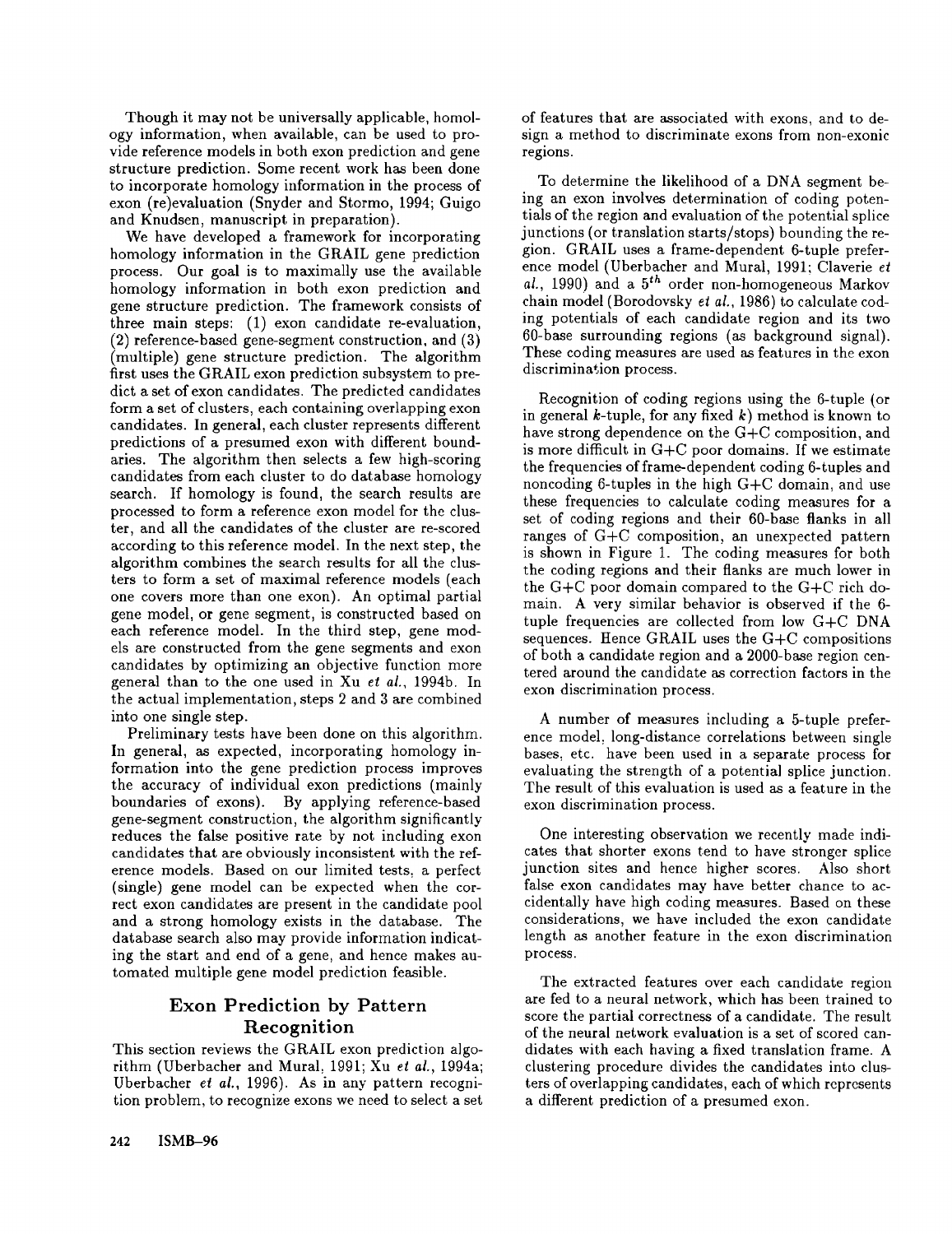Though it may not be universally applicable, homology information, when available, can be used to provide reference models in both exon prediction and gene structure prediction. Some recent work has been done to incorporate homology information in the process of exon (re)evaluation (Snyder and Stormo, 1994; Guigo and Knudsen, manuscript in preparation).

We have developed a framework for incorporating homology information in the GRAIL gene prediction process. Our goal is to maximally use the available homology information in both exon prediction and gene structure prediction. The framework consists of three main steps: (1) exon candidate re-evaluation, (2) reference-based gene-segment construction, and (3) (multiple) gene structure prediction. The algorithm first uses the GRAIL exon prediction subsystem to predict a set of exon candidates. The predicted candidates form a set of clusters, each containing overlapping exon candidates. In general, each cluster represents different predictions of a presumed exon with different boundaries. The algorithm then selects a few high-scoring candidates from each cluster to do database homology search. If homology is found, the search results are processed to form a reference exon model for the cluster, and all the candidates of the cluster are re-scored according to this reference model. In the next step, the algorithm combines the search results for all the clusters to form a set of maximal reference models (each one covers more than one exon). An optimal partial gene model, or gene segment, is constructed based on each reference model. In the third step, gene models are constructed from the gene segments and exon candidates by optimizing an objective function more general than to the one used in Xu *et al.*, 1994b. In the actual implementation, steps 2 and 3 are combined into one single step.

Preliminary tests have been done on this algorithm. In general, as expected, incorporating homology information into the gene prediction process improves the accuracy of individual exon predictions (mainly boundaries of exons). By applying reference-based gene-segment construction, the algorithm significantly reduces the false positive rate by not including exon candidates that are obviously inconsistent with the reference models. Based on our limited tests, a perfect (single) gene model can be expected when the correct exon candidates are present in the candidate pool and a strong homology exists in the database. The database search also may provide information indicating the start and end of a gene, and hence makes automated multiple gene model prediction feasible.

## Exon Prediction by Pattern Recognition

This section reviews the GRAIL exon prediction algorithm (Uberbacher and Mural, 1991; Xu *et al.*, 1994a; Uberbacher *et al.*, 1996). As in any pattern recognition problem, to recognize exons we need to select a set of features that are associated with exons, and to design a method to discriminate exons from non-exonic regions.

To determine the likelihood of a DNA segment being an exon involves determination of coding potentials of the region and evaluation of the potential splice junctions (or translation starts/stops) bounding the region. GRAIL uses a frame-dependent 6-tuple preference model (Uberbacher and Mural, 1991; Claverie *et al.*, 1990) and a $5^{th}$ order non-homogeneous Markov chain model (Borodovsky *et al.*, 1986) to calculate coding potentials of each candidate region and its two 60-base surrounding regions (as background signal). These coding measures are used as features in the exon discrimination process.

Recognition of coding regions using the 6-tuple (or in general $k$-tuple, for any fixed $k$) method is known to have strong dependence on the G+C composition, and is more difficult in G+C poor domains. If we estimate the frequencies of frame-dependent coding 6-tuples and noncoding 6-tuples in the high G+C domain, and use these frequencies to calculate coding measures for a set of coding regions and their 60-base flanks in all ranges of G+C composition, an unexpected pattern is shown in Figure 1. The coding measures for both the coding regions and their flanks are much lower in the G+C poor domain compared to the G+C rich domain. A very similar behavior is observed if the 6-tuple frequencies are collected from low G+C DNA sequences. Hence GRAIL uses the G+C compositions of both a candidate region and a 2000-base region centered around the candidate as correction factors in the exon discrimination process.

A number of measures including a 5-tuple preference model, long-distance correlations between single bases, etc. have been used in a separate process for evaluating the strength of a potential splice junction. The result of this evaluation is used as a feature in the exon discrimination process.

One interesting observation we recently made indicates that shorter exons tend to have stronger splice junction sites and hence higher scores. Also short false exon candidates may have better chance to accidentally have high coding measures. Based on these considerations, we have included the exon candidate length as another feature in the exon discrimination process.

The extracted features over each candidate region are fed to a neural network, which has been trained to score the partial correctness of a candidate. The result of the neural network evaluation is a set of scored candidates with each having a fixed translation frame. A clustering procedure divides the candidates into clusters of overlapping candidates, each of which represents a different prediction of a presumed exon.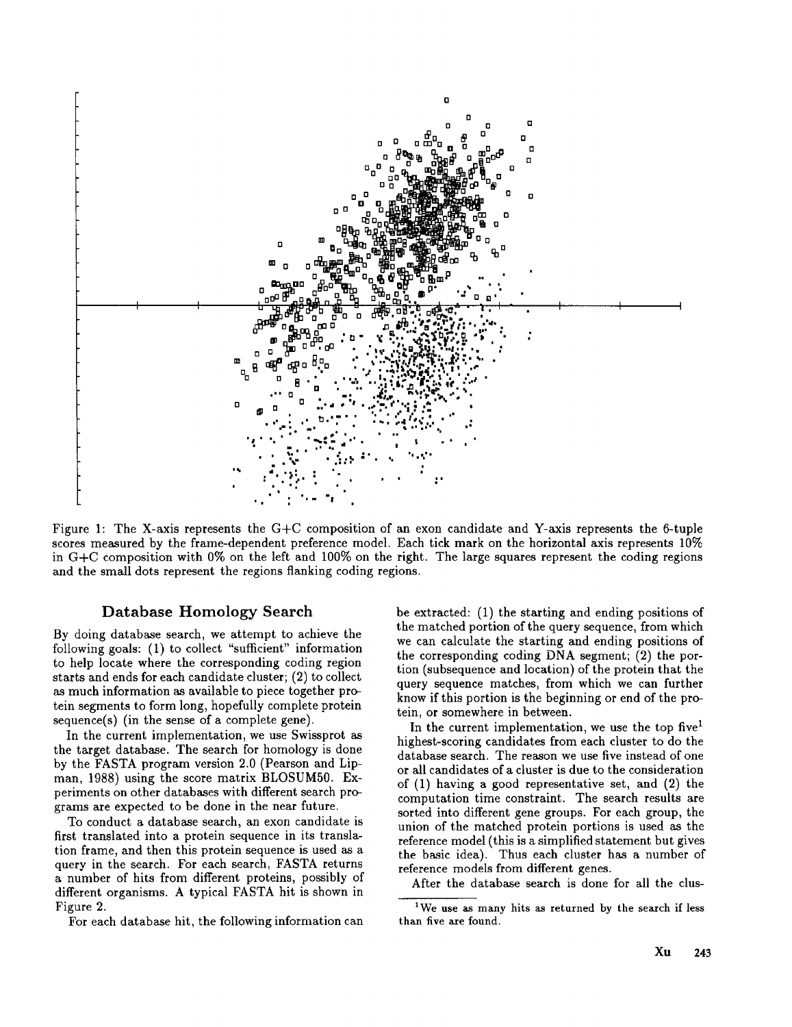Figure 1: The X-axis represents the G+C composition of an exon candidate and Y-axis represents the 6-tuple scores measured by the frame-dependent preference model. Each tick mark on the horizontal axis represents 10% in G+C composition with 0% on the left and 100% on the right. The large squares represent the coding regions and the small dots represent the regions flanking coding regions.

## Database Homology Search

By doing database search, we attempt to achieve the following goals: (1) to collect "sufficient" information to help locate where the corresponding coding region starts and ends for each candidate cluster; (2) to collect as much information as available to piece together protein segments to form long, hopefully complete protein sequence(s) (in the sense of a complete gene).

In the current implementation, we use Swissprot as the target database. The search for homology is done by the FASTA program version 2.0 (Pearson and Lipman, 1988) using the score matrix BLOSUM50. Experiments on other databases with different search programs are expected to be done in the near future.

To conduct a database search, an exon candidate is first translated into a protein sequence in its translation frame, and then this protein sequence is used as a query in the search. For each search, FASTA returns a number of hits from different proteins, possibly of different organisms. A typical FASTA hit is shown in Figure 2.

For each database hit, the following information can be extracted: (1) the starting and ending positions of the matched portion of the query sequence, from which we can calculate the starting and ending positions of the corresponding coding DNA segment; (2) the portion (subsequence and location) of the protein that the query sequence matches, from which we can further know if this portion is the beginning or end of the protein, or somewhere in between.

In the current implementation, we use the top five[1] highest-scoring candidates from each cluster to do the database search. The reason we use five instead of one or all candidates of a cluster is due to the consideration of (1) having a good representative set, and (2) the computation time constraint. The search results are sorted into different gene groups. For each group, the union of the matched protein portions is used as the reference model (this is a simplified statement but gives the basic idea). Thus each cluster has a number of reference models from different genes.

After the database search is done for all the clus-

[1] We use as many hits as returned by the search if less than five are found.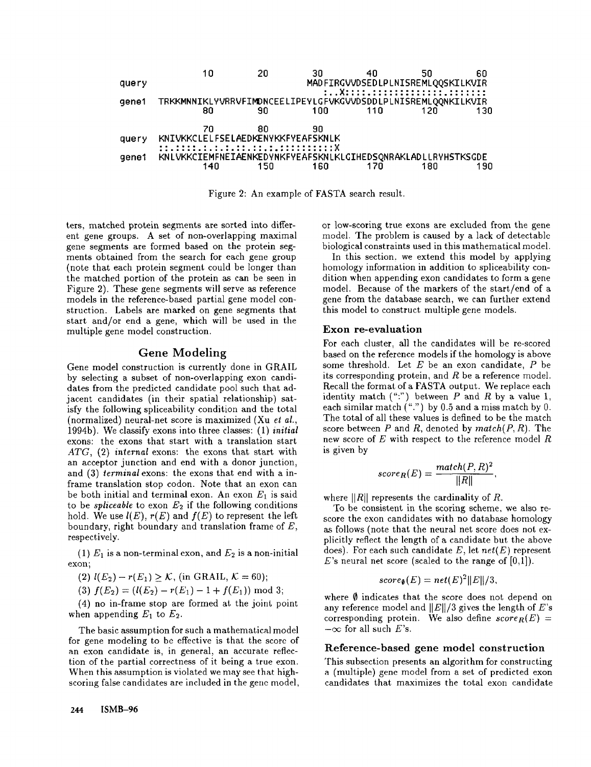```
            10        20        30        40        50        60
query                           MADFIRGVVDSEDLPLNISREMLQQSKILKVIR
                                :..X::::.::::::::::::::.:::::::
gene1  TRKKMNNIKLYVRRVFIMDNCEELIPEYLGFVKGVVDSDDLPLNISREMLQQNKILKVIR
             80        90        100       110       120       130

            70        80        90
query  KNIVKKCLELFSELAEDKENYKKFYEAFSKNLK
       ::.::::.:.:.:.::.::.:.:::::::::X
gene1  KNLVKKCIEMFNEIAENKEDYNKFYEAFSKNLKLGIHEDSQNRAKLADLLRYHSTKSGDE
             140       150       160       170       180       190
```

Figure 2: An example of FASTA search result.

ters, matched protein segments are sorted into different gene groups. A set of non-overlapping maximal gene segments are formed based on the protein segments obtained from the search for each gene group (note that each protein segment could be longer than the matched portion of the protein as can be seen in Figure 2). These gene segments will serve as reference models in the reference-based partial gene model construction. Labels are marked on gene segments that start and/or end a gene, which will be used in the multiple gene model construction.

## Gene Modeling

Gene model construction is currently done in GRAIL by selecting a subset of non-overlapping exon candidates from the predicted candidate pool such that adjacent candidates (in their spatial relationship) satisfy the following spliceability condition and the total (normalized) neural-net score is maximized (Xu *et al.*, 1994b). We classify exons into three classes: (1) *initial* exons: the exons that start with a translation start *ATG*, (2) *internal* exons: the exons that start with an acceptor junction and end with a donor junction, and (3) *terminal* exons: the exons that end with a in-frame translation stop codon. Note that an exon can be both initial and terminal exon. An exon $E_1$ is said to be *spliceable* to exon $E_2$ if the following conditions hold. We use $l(E)$, $r(E)$ and $f(E)$ to represent the left boundary, right boundary and translation frame of $E$, respectively.

(1) $E_1$ is a non-terminal exon, and $E_2$ is a non-initial exon;

(2) $l(E_2) - r(E_1) \geq \mathcal{K}$, (in GRAIL, $\mathcal{K} = 60$);

(3) $f(E_2) = (l(E_2) - r(E_1) - 1 + f(E_1)) \bmod 3$;

(4) no in-frame stop are formed at the joint point when appending $E_1$ to $E_2$.

The basic assumption for such a mathematical model for gene modeling to be effective is that the score of an exon candidate is, in general, an accurate reflection of the partial correctness of it being a true exon. When this assumption is violated we may see that high-scoring false candidates are included in the gene model, or low-scoring true exons are excluded from the gene model. The problem is caused by a lack of detectable biological constraints used in this mathematical model.

In this section, we extend this model by applying homology information in addition to spliceability condition when appending exon candidates to form a gene model. Because of the markers of the start/end of a gene from the database search, we can further extend this model to construct multiple gene models.

### Exon re-evaluation

For each cluster, all the candidates will be re-scored based on the reference models if the homology is above some threshold. Let $E$ be an exon candidate, $P$ be its corresponding protein, and $R$ be a reference model. Recall the format of a FASTA output. We replace each identity match (":") between $P$ and $R$ by a value 1, each similar match (".") by 0.5 and a miss match by 0. The total of all these values is defined to be the match score between $P$ and $R$, denoted by $match(P, R)$. The new score of $E$ with respect to the reference model $R$ is given by

$$score_R(E) = \frac{match(P, R)^2}{\|R\|},$$

where $\|R\|$ represents the cardinality of $R$.

To be consistent in the scoring scheme, we also re-score the exon candidates with no database homology as follows (note that the neural net score does not explicitly reflect the length of a candidate but the above does). For each such candidate $E$, let $net(E)$ represent $E$'s neural net score (scaled to the range of [0,1]).

$$score_\emptyset(E) = net(E)^2 \|E\|/3,$$

where $\emptyset$ indicates that the score does not depend on any reference model and $\|E\|/3$ gives the length of $E$'s corresponding protein. We also define $score_R(E) = -\infty$ for all such $E$'s.

### Reference-based gene model construction

This subsection presents an algorithm for constructing a (multiple) gene model from a set of predicted exon candidates that maximizes the total exon candidate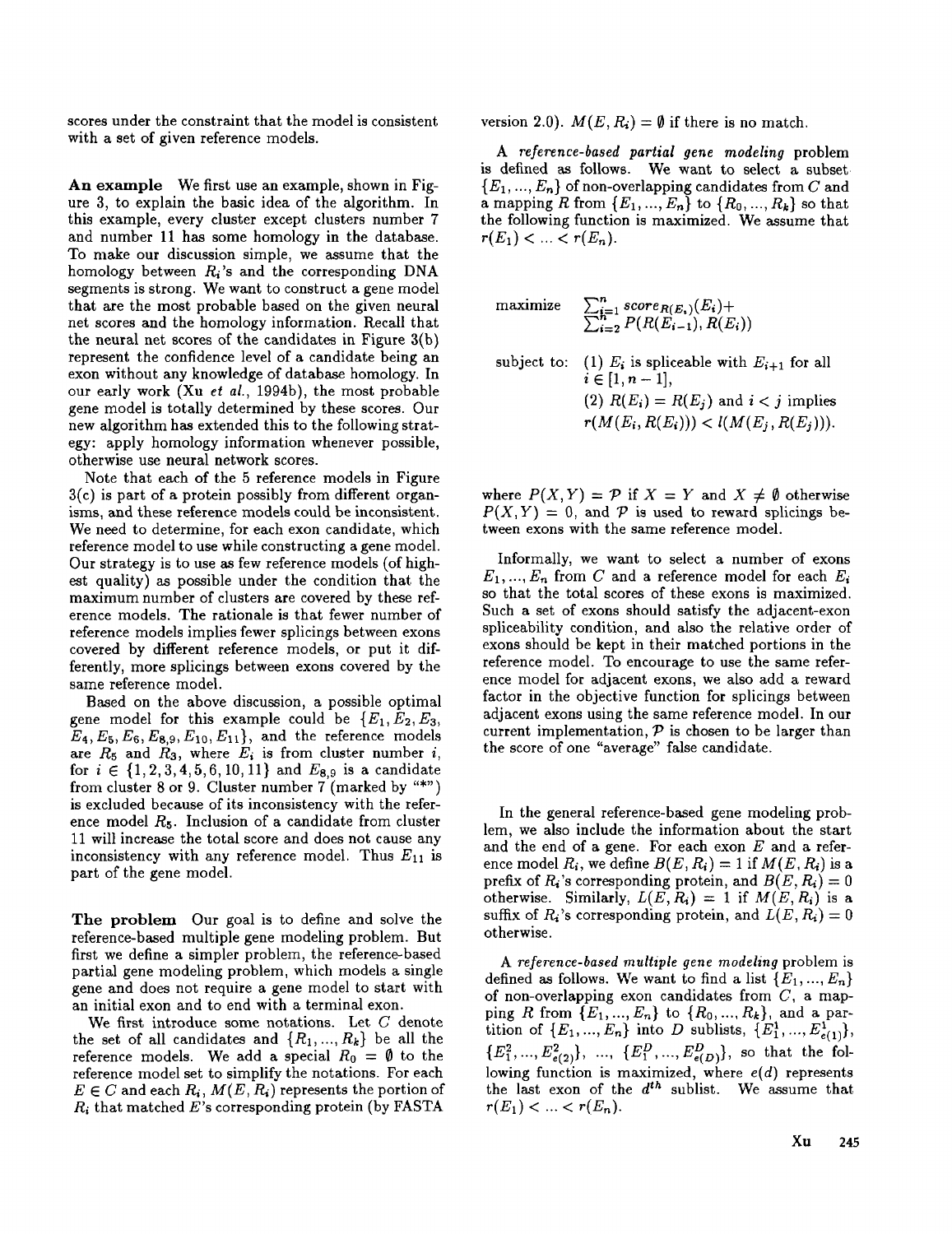scores under the constraint that the model is consistent with a set of given reference models.

**An example** We first use an example, shown in Figure 3, to explain the basic idea of the algorithm. In this example, every cluster except clusters number 7 and number 11 has some homology in the database. To make our discussion simple, we assume that the homology between $R_i$'s and the corresponding DNA segments is strong. We want to construct a gene model that are the most probable based on the given neural net scores and the homology information. Recall that the neural net scores of the candidates in Figure 3(b) represent the confidence level of a candidate being an exon without any knowledge of database homology. In our early work (Xu *et al.*, 1994b), the most probable gene model is totally determined by these scores. Our new algorithm has extended this to the following strategy: apply homology information whenever possible, otherwise use neural network scores.

Note that each of the 5 reference models in Figure 3(c) is part of a protein possibly from different organisms, and these reference models could be inconsistent. We need to determine, for each exon candidate, which reference model to use while constructing a gene model. Our strategy is to use as few reference models (of highest quality) as possible under the condition that the maximum number of clusters are covered by these reference models. The rationale is that fewer number of reference models implies fewer splicings between exons covered by different reference models, or put it differently, more splicings between exons covered by the same reference model.

Based on the above discussion, a possible optimal gene model for this example could be $\{E_1, E_2, E_3, E_4, E_5, E_6, E_{8,9}, E_{10}, E_{11}\}$, and the reference models are $R_5$ and $R_3$, where $E_i$ is from cluster number $i$, for $i \in \{1, 2, 3, 4, 5, 6, 10, 11\}$ and $E_{8,9}$ is a candidate from cluster 8 or 9. Cluster number 7 (marked by "*") is excluded because of its inconsistency with the reference model $R_5$. Inclusion of a candidate from cluster 11 will increase the total score and does not cause any inconsistency with any reference model. Thus $E_{11}$ is part of the gene model.

**The problem** Our goal is to define and solve the reference-based multiple gene modeling problem. But first we define a simpler problem, the reference-based partial gene modeling problem, which models a single gene and does not require a gene model to start with an initial exon and to end with a terminal exon.

We first introduce some notations. Let $C$ denote the set of all candidates and $\{R_1, ..., R_k\}$ be all the reference models. We add a special $R_0 = \emptyset$ to the reference model set to simplify the notations. For each $E \in C$ and each $R_i$, $M(E, R_i)$ represents the portion of $R_i$ that matched $E$'s corresponding protein (by FASTA version 2.0). $M(E, R_i) = \emptyset$ if there is no match.

A *reference-based partial gene modeling* problem is defined as follows. We want to select a subset $\{E_1, ..., E_n\}$ of non-overlapping candidates from $C$ and a mapping $R$ from $\{E_1, ..., E_n\}$ to $\{R_0, ..., R_k\}$ so that the following function is maximized. We assume that $r(E_1) < ... < r(E_n)$.

$$\text{maximize} \quad \sum_{i=1}^{n} score_{R(E_i)}(E_i) + \sum_{i=2}^{n} P(R(E_{i-1}), R(E_i))$$

subject to: (1) $E_i$ is spliceable with $E_{i+1}$ for all $i \in [1, n-1]$,
(2) $R(E_i) = R(E_j)$ and $i < j$ implies $r(M(E_i, R(E_i))) < l(M(E_j, R(E_j)))$.

where $P(X, Y) = \mathcal{P}$ if $X = Y$ and $X \neq \emptyset$ otherwise $P(X, Y) = 0$, and $\mathcal{P}$ is used to reward splicings between exons with the same reference model.

Informally, we want to select a number of exons $E_1, ..., E_n$ from $C$ and a reference model for each $E_i$ so that the total scores of these exons is maximized. Such a set of exons should satisfy the adjacent-exon spliceability condition, and also the relative order of exons should be kept in their matched portions in the reference model. To encourage to use the same reference model for adjacent exons, we also add a reward factor in the objective function for splicings between adjacent exons using the same reference model. In our current implementation, $\mathcal{P}$ is chosen to be larger than the score of one "average" false candidate.

In the general reference-based gene modeling problem, we also include the information about the start and the end of a gene. For each exon $E$ and a reference model $R_i$, we define $B(E, R_i) = 1$ if $M(E, R_i)$ is a prefix of $R_i$'s corresponding protein, and $B(E, R_i) = 0$ otherwise. Similarly, $L(E, R_i) = 1$ if $M(E, R_i)$ is a suffix of $R_i$'s corresponding protein, and $L(E, R_i) = 0$ otherwise.

A *reference-based multiple gene modeling* problem is defined as follows. We want to find a list $\{E_1, ..., E_n\}$ of non-overlapping exon candidates from $C$, a mapping $R$ from $\{E_1, ..., E_n\}$ to $\{R_0, ..., R_k\}$, and a partition of $\{E_1, ..., E_n\}$ into $D$ sublists, $\{E_1^1, ..., E_{e(1)}^1\}$, $\{E_1^2, ..., E_{e(2)}^2\}$, ..., $\{E_1^D, ..., E_{e(D)}^D\}$, so that the following function is maximized, where $e(d)$ represents the last exon of the $d^{th}$ sublist. We assume that $r(E_1) < ... < r(E_n)$.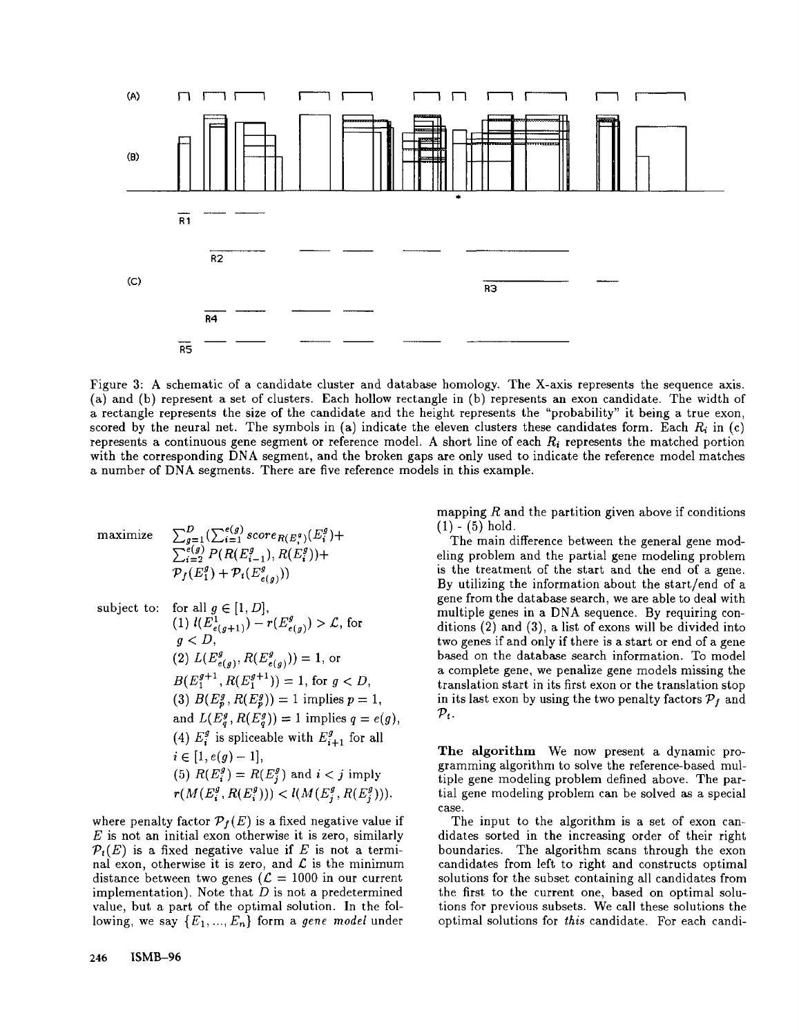Figure 3: A schematic of a candidate cluster and database homology. The X-axis represents the sequence axis. (a) and (b) represent a set of clusters. Each hollow rectangle in (b) represents an exon candidate. The width of a rectangle represents the size of the candidate and the height represents the "probability" it being a true exon, scored by the neural net. The symbols in (a) indicate the eleven clusters these candidates form. Each $R_i$ in (c) represents a continuous gene segment or reference model. A short line of each $R_i$ represents the matched portion with the corresponding DNA segment, and the broken gaps are only used to indicate the reference model matches a number of DNA segments. There are five reference models in this example.

maximize $\sum_{g=1}^{D}(\sum_{i=1}^{e(g)} score_{R(E_i^g)}(E_i^g) + \sum_{i=2}^{e(g)} P(R(E_{i-1}^g), R(E_i^g)) + \mathcal{P}_f(E_1^g) + \mathcal{P}_t(E_{e(g)}^g))$

subject to: for all $g \in [1, D]$,

(1) $l(E_{e(g+1)}^1) - r(E_{e(g)}^g) > \mathcal{L}$, for $g < D$,

(2) $L(E_{e(g)}^g, R(E_{e(g)}^g)) = 1$, or $B(E_1^{g+1}, R(E_1^{g+1})) = 1$, for $g < D$,

(3) $B(E_p^g, R(E_p^g)) = 1$ implies $p = 1$, and $L(E_q^g, R(E_q^g)) = 1$ implies $q = e(g)$,

(4) $E_i^g$ is spliceable with $E_{i+1}^g$ for all $i \in [1, e(g) - 1]$,

(5) $R(E_i^g) = R(E_j^g)$ and $i < j$ imply $r(M(E_i^g, R(E_i^g))) < l(M(E_j^g, R(E_j^g)))$.

where penalty factor $\mathcal{P}_f(E)$ is a fixed negative value if $E$ is not an initial exon otherwise it is zero, similarly $\mathcal{P}_t(E)$ is a fixed negative value if $E$ is not a terminal exon, otherwise it is zero, and $\mathcal{L}$ is the minimum distance between two genes ($\mathcal{L} = 1000$ in our current implementation). Note that $D$ is not a predetermined value, but a part of the optimal solution. In the following, we say $\{E_1, ..., E_n\}$ form a *gene model* under mapping $R$ and the partition given above if conditions (1) - (5) hold.

The main difference between the general gene modeling problem and the partial gene modeling problem is the treatment of the start and the end of a gene. By utilizing the information about the start/end of a gene from the database search, we are able to deal with multiple genes in a DNA sequence. By requiring conditions (2) and (3), a list of exons will be divided into two genes if and only if there is a start or end of a gene based on the database search information. To model a complete gene, we penalize gene models missing the translation start in its first exon or the translation stop in its last exon by using the two penalty factors $\mathcal{P}_f$ and $\mathcal{P}_t$.

**The algorithm** We now present a dynamic programming algorithm to solve the reference-based multiple gene modeling problem defined above. The partial gene modeling problem can be solved as a special case.

The input to the algorithm is a set of exon candidates sorted in the increasing order of their right boundaries. The algorithm scans through the exon candidates from left to right and constructs optimal solutions for the subset containing all candidates from the first to the current one, based on optimal solutions for previous subsets. We call these solutions the optimal solutions for *this* candidate. For each candi-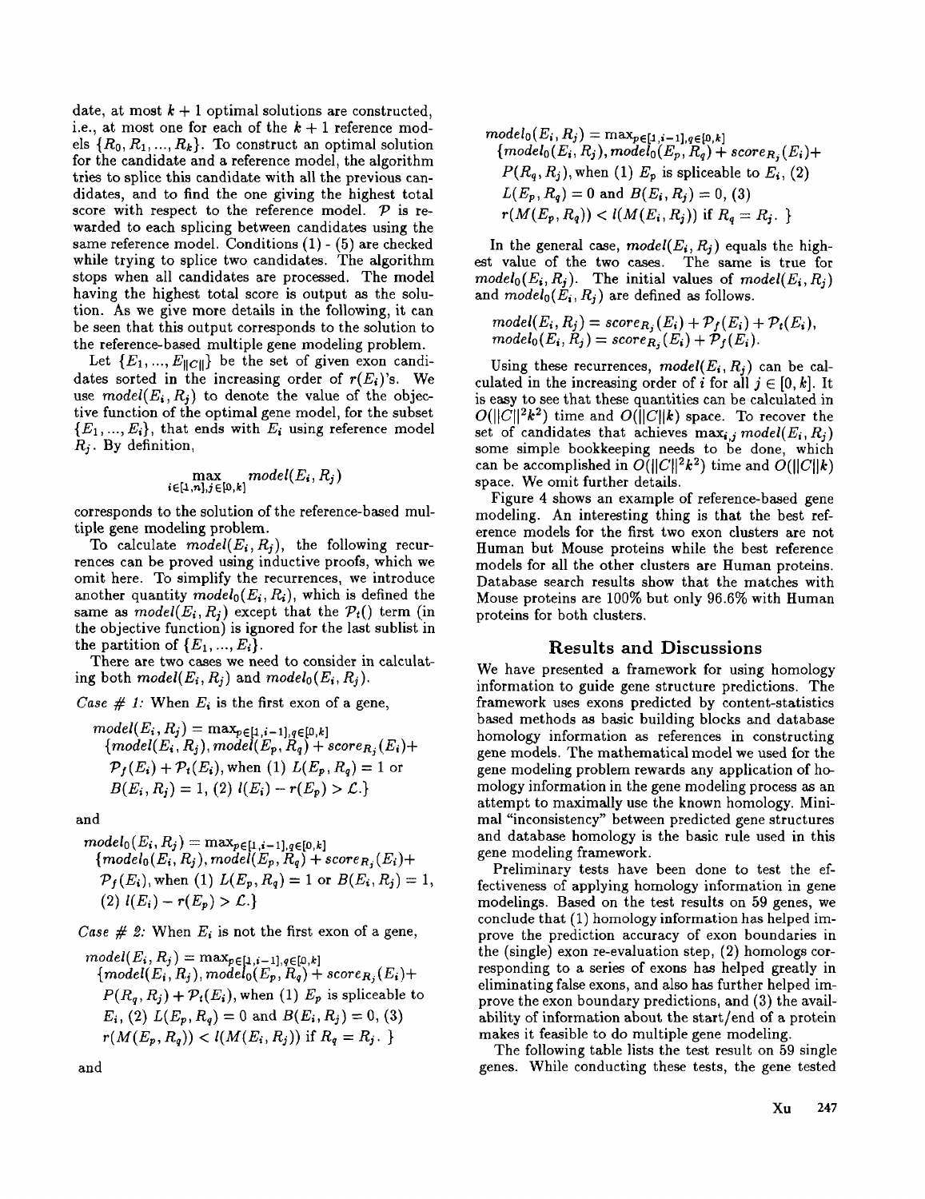date, at most $k+1$ optimal solutions are constructed, i.e., at most one for each of the $k+1$ reference models $\{R_0, R_1, ..., R_k\}$. To construct an optimal solution for the candidate and a reference model, the algorithm tries to splice this candidate with all the previous candidates, and to find the one giving the highest total score with respect to the reference model. $\mathcal{P}$ is rewarded to each splicing between candidates using the same reference model. Conditions (1) - (5) are checked while trying to splice two candidates. The algorithm stops when all candidates are processed. The model having the highest total score is output as the solution. As we give more details in the following, it can be seen that this output corresponds to the solution to the reference-based multiple gene modeling problem.

Let $\{E_1, ..., E_{\|C\|}\}$ be the set of given exon candidates sorted in the increasing order of $r(E_i)$'s. We use $model(E_i, R_j)$ to denote the value of the objective function of the optimal gene model, for the subset $\{E_1, ..., E_i\}$, that ends with $E_i$ using reference model $R_j$. By definition,

$$\max_{i \in [1,n], j \in [0,k]} model(E_i, R_j)$$

corresponds to the solution of the reference-based multiple gene modeling problem.

To calculate $model(E_i, R_j)$, the following recurrences can be proved using inductive proofs, which we omit here. To simplify the recurrences, we introduce another quantity $model_0(E_i, R_i)$, which is defined the same as $model(E_i, R_j)$ except that the $\mathcal{P}_t()$ term (in the objective function) is ignored for the last sublist in the partition of $\{E_1, ..., E_i\}$.

There are two cases we need to consider in calculating both $model(E_i, R_j)$ and $model_0(E_i, R_j)$.

*Case # 1:* When $E_i$ is the first exon of a gene,

$$\begin{aligned} model(E_i, R_j) = \max_{p \in [1,i-1], q \in [0,k]} &\{model(E_i, R_j), model(E_p, R_q) + score_{R_j}(E_i) + \\ &\mathcal{P}_f(E_i) + \mathcal{P}_t(E_i), \text{when } (1)\ L(E_p, R_q) = 1 \text{ or } \\ &B(E_i, R_j) = 1,\ (2)\ l(E_i) - r(E_p) > \mathcal{L}.\} \end{aligned}$$

and

$$\begin{aligned} model_0(E_i, R_j) = \max_{p \in [1,i-1], q \in [0,k]} &\{model_0(E_i, R_j), model(E_p, R_q) + score_{R_j}(E_i) + \\ &\mathcal{P}_f(E_i), \text{when } (1)\ L(E_p, R_q) = 1 \text{ or } B(E_i, R_j) = 1, \\ &(2)\ l(E_i) - r(E_p) > \mathcal{L}.\} \end{aligned}$$

*Case # 2:* When $E_i$ is not the first exon of a gene,

$$\begin{aligned} model(E_i, R_j) = \max_{p \in [1,i-1], q \in [0,k]} &\{model(E_i, R_j), model_0(E_p, R_q) + score_{R_j}(E_i) + \\ &P(R_q, R_j) + \mathcal{P}_t(E_i), \text{when } (1)\ E_p \text{ is spliceable to } \\ &E_i,\ (2)\ L(E_p, R_q) = 0 \text{ and } B(E_i, R_j) = 0,\ (3) \\ &r(M(E_p, R_q)) < l(M(E_i, R_j)) \text{ if } R_q = R_j.\ \} \end{aligned}$$

and

$$\begin{aligned} model_0(E_i, R_j) = \max_{p \in [1,i-1], q \in [0,k]} &\{model_0(E_i, R_j), model_0(E_p, R_q) + score_{R_j}(E_i) + \\ &P(R_q, R_j), \text{when } (1)\ E_p \text{ is spliceable to } E_i,\ (2) \\ &L(E_p, R_q) = 0 \text{ and } B(E_i, R_j) = 0,\ (3) \\ &r(M(E_p, R_q)) < l(M(E_i, R_j)) \text{ if } R_q = R_j.\ \} \end{aligned}$$

In the general case, $model(E_i, R_j)$ equals the highest value of the two cases. The same is true for $model_0(E_i, R_j)$. The initial values of $model(E_i, R_j)$ and $model_0(E_i, R_j)$ are defined as follows.

$$model(E_i, R_j) = score_{R_j}(E_i) + \mathcal{P}_f(E_i) + \mathcal{P}_t(E_i),$$
$$model_0(E_i, R_j) = score_{R_j}(E_i) + \mathcal{P}_f(E_i).$$

Using these recurrences, $model(E_i, R_j)$ can be calculated in the increasing order of $i$ for all $j \in [0, k]$. It is easy to see that these quantities can be calculated in $O(\|C\|^2 k^2)$ time and $O(\|C\| k)$ space. To recover the set of candidates that achieves $\max_{i,j} model(E_i, R_j)$ some simple bookkeeping needs to be done, which can be accomplished in $O(\|C\|^2 k^2)$ time and $O(\|C\| k)$ space. We omit further details.

Figure 4 shows an example of reference-based gene modeling. An interesting thing is that the best reference models for the first two exon clusters are not Human but Mouse proteins while the best reference models for all the other clusters are Human proteins. Database search results show that the matches with Mouse proteins are 100% but only 96.6% with Human proteins for both clusters.

## Results and Discussions

We have presented a framework for using homology information to guide gene structure predictions. The framework uses exons predicted by content-statistics based methods as basic building blocks and database homology information as references in constructing gene models. The mathematical model we used for the gene modeling problem rewards any application of homology information in the gene modeling process as an attempt to maximally use the known homology. Minimal "inconsistency" between predicted gene structures and database homology is the basic rule used in this gene modeling framework.

Preliminary tests have been done to test the effectiveness of applying homology information in gene modelings. Based on the test results on 59 genes, we conclude that (1) homology information has helped improve the prediction accuracy of exon boundaries in the (single) exon re-evaluation step, (2) homologs corresponding to a series of exons has helped greatly in eliminating false exons, and also has further helped improve the exon boundary predictions, and (3) the availability of information about the start/end of a protein makes it feasible to do multiple gene modeling.

The following table lists the test result on 59 single genes. While conducting these tests, the gene tested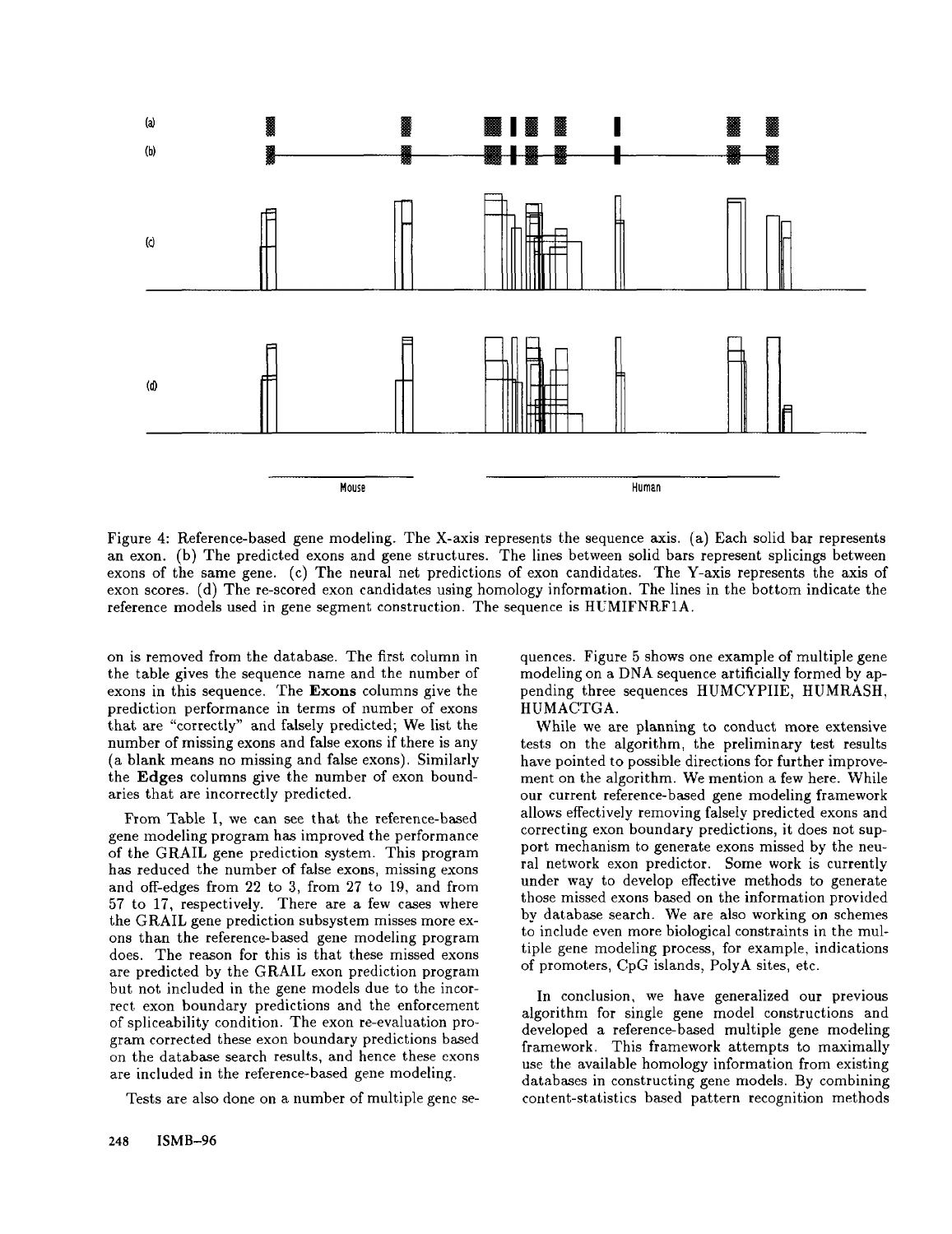Figure 4: Reference-based gene modeling. The X-axis represents the sequence axis. (a) Each solid bar represents an exon. (b) The predicted exons and gene structures. The lines between solid bars represent splicings between exons of the same gene. (c) The neural net predictions of exon candidates. The Y-axis represents the axis of exon scores. (d) The re-scored exon candidates using homology information. The lines in the bottom indicate the reference models used in gene segment construction. The sequence is HUMIFNRF1A.

on is removed from the database. The first column in the table gives the sequence name and the number of exons in this sequence. The **Exons** columns give the prediction performance in terms of number of exons that are "correctly" and falsely predicted; We list the number of missing exons and false exons if there is any (a blank means no missing and false exons). Similarly the **Edges** columns give the number of exon boundaries that are incorrectly predicted.

From Table I, we can see that the reference-based gene modeling program has improved the performance of the GRAIL gene prediction system. This program has reduced the number of false exons, missing exons and off-edges from 22 to 3, from 27 to 19, and from 57 to 17, respectively. There are a few cases where the GRAIL gene prediction subsystem misses more exons than the reference-based gene modeling program does. The reason for this is that these missed exons are predicted by the GRAIL exon prediction program but not included in the gene models due to the incorrect exon boundary predictions and the enforcement of spliceability condition. The exon re-evaluation program corrected these exon boundary predictions based on the database search results, and hence these exons are included in the reference-based gene modeling.

Tests are also done on a number of multiple gene sequences. Figure 5 shows one example of multiple gene modeling on a DNA sequence artificially formed by appending three sequences HUMCYPIIE, HUMRASH, HUMACTGA.

While we are planning to conduct more extensive tests on the algorithm, the preliminary test results have pointed to possible directions for further improvement on the algorithm. We mention a few here. While our current reference-based gene modeling framework allows effectively removing falsely predicted exons and correcting exon boundary predictions, it does not support mechanism to generate exons missed by the neural network exon predictor. Some work is currently under way to develop effective methods to generate those missed exons based on the information provided by database search. We are also working on schemes to include even more biological constraints in the multiple gene modeling process, for example, indications of promoters, CpG islands, PolyA sites, etc.

In conclusion, we have generalized our previous algorithm for single gene model constructions and developed a reference-based multiple gene modeling framework. This framework attempts to maximally use the available homology information from existing databases in constructing gene models. By combining content-statistics based pattern recognition methods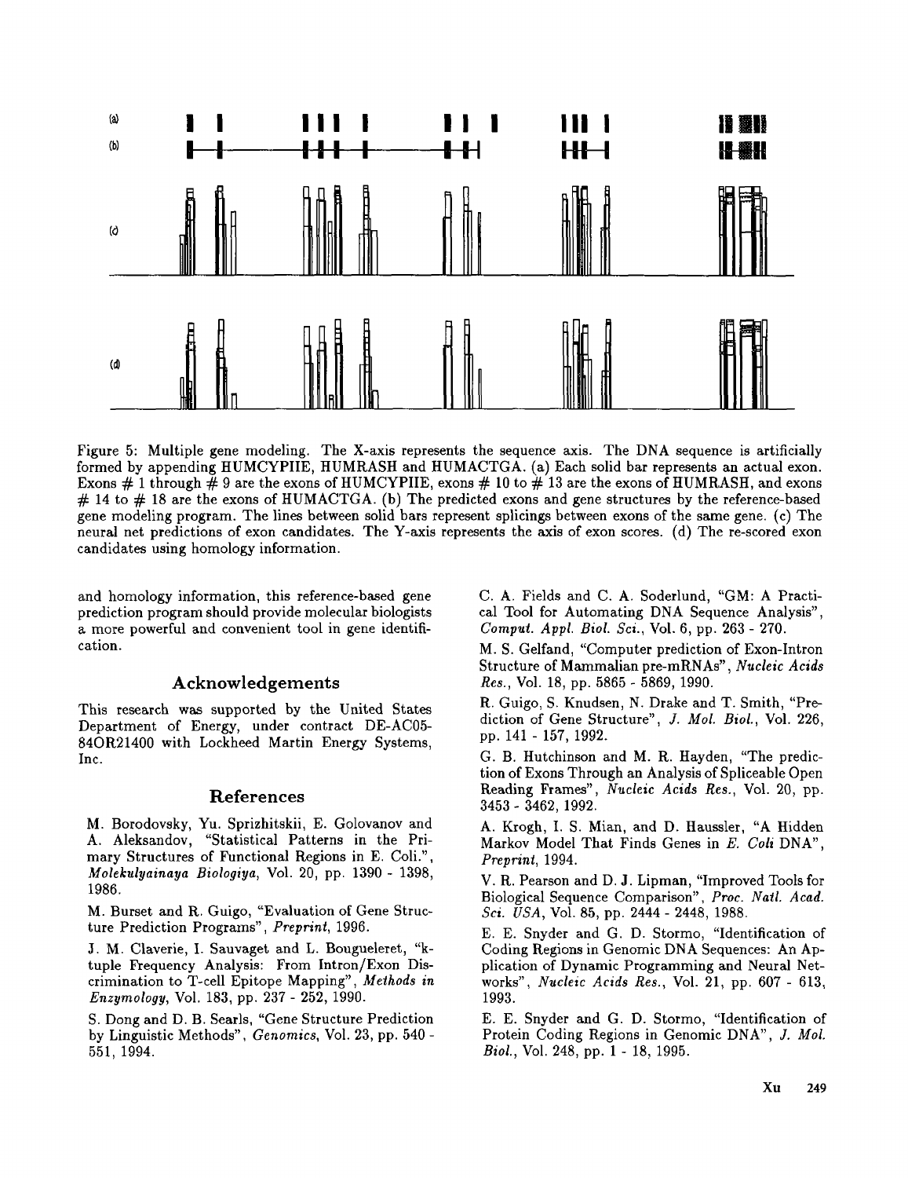Figure 5: Multiple gene modeling. The X-axis represents the sequence axis. The DNA sequence is artificially formed by appending HUMCYPIIE, HUMRASH and HUMACTGA. (a) Each solid bar represents an actual exon. Exons # 1 through # 9 are the exons of HUMCYPIIE, exons # 10 to # 13 are the exons of HUMRASH, and exons # 14 to # 18 are the exons of HUMACTGA. (b) The predicted exons and gene structures by the reference-based gene modeling program. The lines between solid bars represent splicings between exons of the same gene. (c) The neural net predictions of exon candidates. The Y-axis represents the axis of exon scores. (d) The re-scored exon candidates using homology information.

and homology information, this reference-based gene prediction program should provide molecular biologists a more powerful and convenient tool in gene identification.

## Acknowledgements

This research was supported by the United States Department of Energy, under contract DE-AC05-84OR21400 with Lockheed Martin Energy Systems, Inc.

## References

M. Borodovsky, Yu. Sprizhitskii, E. Golovanov and A. Aleksandov, "Statistical Patterns in the Primary Structures of Functional Regions in E. Coli.", *Molekulyainaya Biologiya*, Vol. 20, pp. 1390 - 1398, 1986.

M. Burset and R. Guigo, "Evaluation of Gene Structure Prediction Programs", *Preprint*, 1996.

J. M. Claverie, I. Sauvaget and L. Bougueleret, "k-tuple Frequency Analysis: From Intron/Exon Discrimination to T-cell Epitope Mapping", *Methods in Enzymology*, Vol. 183, pp. 237 - 252, 1990.

S. Dong and D. B. Searls, "Gene Structure Prediction by Linguistic Methods", *Genomics*, Vol. 23, pp. 540 - 551, 1994.

C. A. Fields and C. A. Soderlund, "GM: A Practical Tool for Automating DNA Sequence Analysis", *Comput. Appl. Biol. Sci.*, Vol. 6, pp. 263 - 270.

M. S. Gelfand, "Computer prediction of Exon-Intron Structure of Mammalian pre-mRNAs", *Nucleic Acids Res.*, Vol. 18, pp. 5865 - 5869, 1990.

R. Guigo, S. Knudsen, N. Drake and T. Smith, "Prediction of Gene Structure", *J. Mol. Biol.*, Vol. 226, pp. 141 - 157, 1992.

G. B. Hutchinson and M. R. Hayden, "The prediction of Exons Through an Analysis of Spliceable Open Reading Frames", *Nucleic Acids Res.*, Vol. 20, pp. 3453 - 3462, 1992.

A. Krogh, I. S. Mian, and D. Haussler, "A Hidden Markov Model That Finds Genes in *E. Coli* DNA", *Preprint*, 1994.

V. R. Pearson and D. J. Lipman, "Improved Tools for Biological Sequence Comparison", *Proc. Natl. Acad. Sci. USA*, Vol. 85, pp. 2444 - 2448, 1988.

E. E. Snyder and G. D. Stormo, "Identification of Coding Regions in Genomic DNA Sequences: An Application of Dynamic Programming and Neural Networks", *Nucleic Acids Res.*, Vol. 21, pp. 607 - 613, 1993.

E. E. Snyder and G. D. Stormo, "Identification of Protein Coding Regions in Genomic DNA", *J. Mol. Biol.*, Vol. 248, pp. 1 - 18, 1995.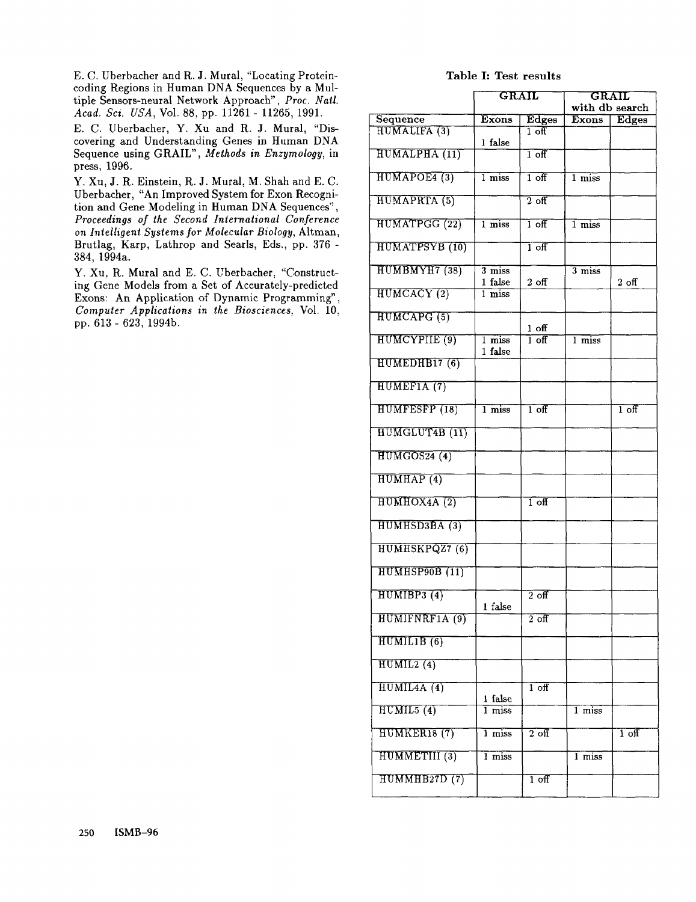E. C. Uberbacher and R. J. Mural, "Locating Protein-coding Regions in Human DNA Sequences by a Multiple Sensors-neural Network Approach", *Proc. Natl. Acad. Sci. USA*, Vol. 88, pp. 11261 - 11265, 1991.

E. C. Uberbacher, Y. Xu and R. J. Mural, "Discovering and Understanding Genes in Human DNA Sequence using GRAIL", *Methods in Enzymology*, in press, 1996.

Y. Xu, J. R. Einstein, R. J. Mural, M. Shah and E. C. Uberbacher, "An Improved System for Exon Recognition and Gene Modeling in Human DNA Sequences", *Proceedings of the Second International Conference on Intelligent Systems for Molecular Biology*, Altman, Brutlag, Karp, Lathrop and Searls, Eds., pp. 376 - 384, 1994a.

Y. Xu, R. Mural and E. C. Uberbacher, "Constructing Gene Models from a Set of Accurately-predicted Exons: An Application of Dynamic Programming", *Computer Applications in the Biosciences*, Vol. 10, pp. 613 - 623, 1994b.

**Table I: Test results**

| | GRAIL | | GRAIL with db search | |
|---|---|---|---|---|
| Sequence | Exons | Edges | Exons | Edges |
| HUMALIFA (3) | 1 false | 1 off | | |
| HUMALPHA (11) | | 1 off | | |
| HUMAPOE4 (3) | 1 miss | 1 off | 1 miss | |
| HUMAPRTA (5) | | 2 off | | |
| HUMATPGG (22) | 1 miss | 1 off | 1 miss | |
| HUMATPSYB (10) | | 1 off | | |
| HUMBMYH7 (38) | 3 miss 1 false | 2 off | 3 miss | 2 off |
| HUMCACY (2) | 1 miss | | | |
| HUMCAPG (5) | | 1 off | | |
| HUMCYPIIE (9) | 1 miss 1 false | 1 off | 1 miss | |
| HUMEDHB17 (6) | | | | |
| HUMEF1A (7) | | | | |
| HUMFESFP (18) | 1 miss | 1 off | | 1 off |
| HUMGLUT4B (11) | | | | |
| HUMGOS24 (4) | | | | |
| HUMHAP (4) | | | | |
| HUMHOX4A (2) | | 1 off | | |
| HUMHSD3BA (3) | | | | |
| HUMHSKPQZ7 (6) | | | | |
| HUMHSP90B (11) | | | | |
| HUMIBP3 (4) | 1 false | 2 off | | |
| HUMIFNRF1A (9) | | 2 off | | |
| HUMIL1B (6) | | | | |
| HUMIL2 (4) | | | | |
| HUMIL4A (4) | 1 false | 1 off | | |
| HUMIL5 (4) | 1 miss | | 1 miss | |
| HUMKER18 (7) | 1 miss | 2 off | | 1 off |
| HUMMETIII (3) | 1 miss | | 1 miss | |
| HUMMHB27D (7) | | 1 off | | |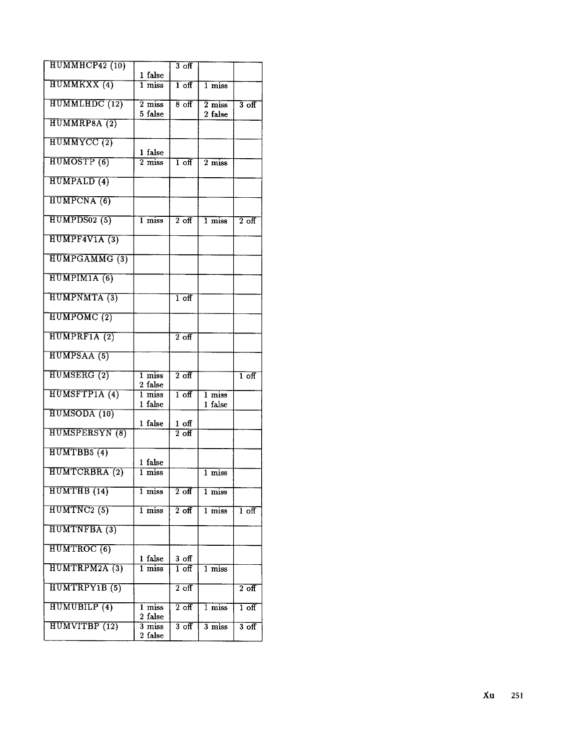| | | | | |
|---|---|---|---|---|
| HUMMHCP42 (10) | 1 false | 3 off | | |
| HUMMKXX (4) | 1 miss | 1 off | 1 miss | |
| HUMMLHDC (12) | 2 miss 5 false | 8 off | 2 miss 2 false | 3 off |
| HUMMRP8A (2) | | | | |
| HUMMYCC (2) | 1 false | | | |
| HUMOSTP (6) | 2 miss | 1 off | 2 miss | |
| HUMPALD (4) | | | | |
| HUMPCNA (6) | | | | |
| HUMPDS02 (5) | 1 miss | 2 off | 1 miss | 2 off |
| HUMPF4V1A (3) | | | | |
| HUMPGAMMG (3) | | | | |
| HUMPIM1A (6) | | | | |
| HUMPNMTA (3) | | 1 off | | |
| HUMPOMC (2) | | | | |
| HUMPRF1A (2) | | 2 off | | |
| HUMPSAA (5) | | | | |
| HUMSERG (2) | 1 miss 2 false | 2 off | | 1 off |
| HUMSFTP1A (4) | 1 miss 1 false | 1 off | 1 miss 1 false | |
| HUMSODA (10) | 1 false | 1 off | | |
| HUMSPERSYN (8) | | 2 off | | |
| HUMTBB5 (4) | 1 false | | | |
| HUMTCRBRA (2) | 1 miss | | 1 miss | |
| HUMTHB (14) | 1 miss | 2 off | 1 miss | |
| HUMTNC2 (5) | 1 miss | 2 off | 1 miss | 1 off |
| HUMTNFBA (3) | | | | |
| HUMTROC (6) | 1 false | 3 off | | |
| HUMTRPM2A (3) | 1 miss | 1 off | 1 miss | |
| HUMTRPY1B (5) | | 2 off | | 2 off |
| HUMUBILP (4) | 1 miss 2 false | 2 off | 1 miss | 1 off |
| HUMVITBP (12) | 3 miss 2 false | 3 off | 3 miss | 3 off |